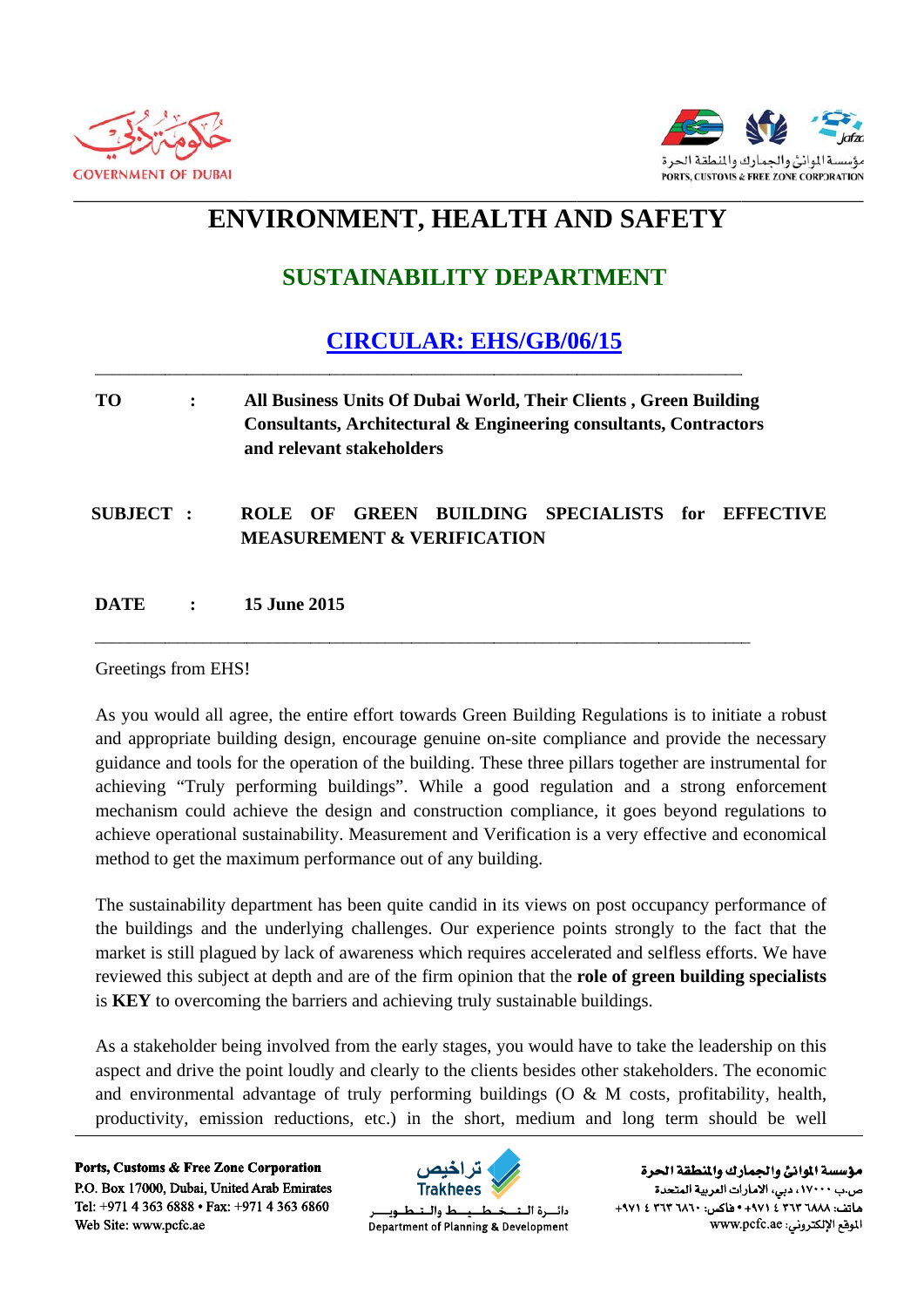# ENVIRONMENT, HEALTH AND SAFETY

## SUSTAINABILITY DEPARTMENT

## CIRCULAR: EHS/GB/06/15

**TO** : **All Business Units Of Dubai World, Their Clients , Green Building Consultants, Architectural & Engineering consultants, Contractors and relevant stakeholders**

**SUBJECT** : **ROLE OF GREEN BUILDING SPECIALISTS for EFFECTIVE MEASUREMENT & VERIFICATION**

**DATE** : **15 June 2015**

Greetings from EHS!

As you would all agree, the entire effort towards Green Building Regulations is to initiate a robust and appropriate building design, encourage genuine on-site compliance and provide the necessary guidance and tools for the operation of the building. These three pillars together are instrumental for achieving “Truly performing buildings”. While a good regulation and a strong enforcement mechanism could achieve the design and construction compliance, it goes beyond regulations to achieve operational sustainability. Measurement and Verification is a very effective and economical method to get the maximum performance out of any building.

The sustainability department has been quite candid in its views on post occupancy performance of the buildings and the underlying challenges. Our experience points strongly to the fact that the market is still plagued by lack of awareness which requires accelerated and selfless efforts. We have reviewed this subject at depth and are of the firm opinion that the **role of green building specialists** is **KEY** to overcoming the barriers and achieving truly sustainable buildings.

As a stakeholder being involved from the early stages, you would have to take the leadership on this aspect and drive the point loudly and clearly to the clients besides other stakeholders. The economic and environmental advantage of truly performing buildings (O & M costs, profitability, health, productivity, emission reductions, etc.) in the short, medium and long term should be well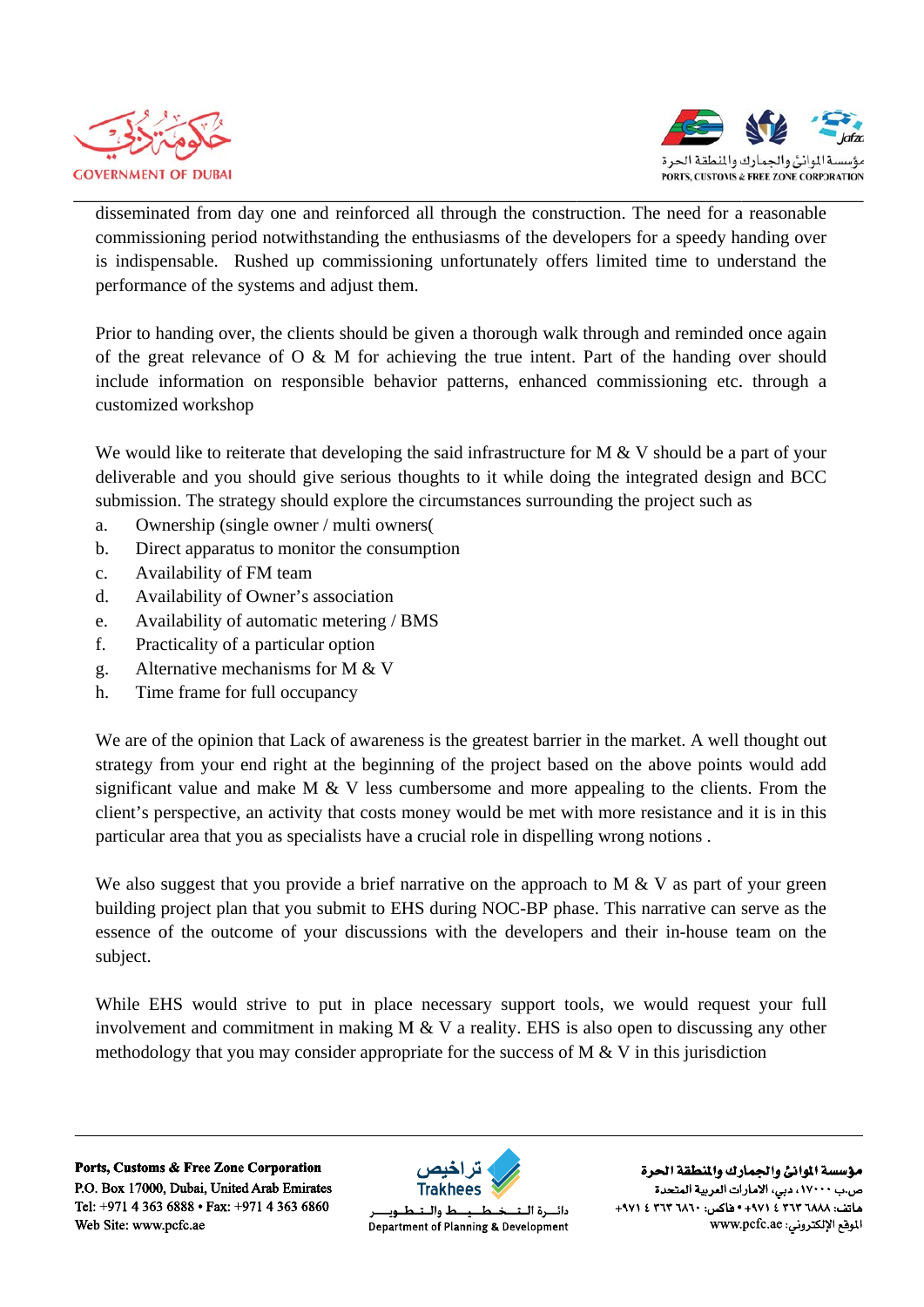disseminated from day one and reinforced all through the construction. The need for a reasonable commissioning period notwithstanding the enthusiasms of the developers for a speedy handing over is indispensable. Rushed up commissioning unfortunately offers limited time to understand the performance of the systems and adjust them.

Prior to handing over, the clients should be given a thorough walk through and reminded once again of the great relevance of O & M for achieving the true intent. Part of the handing over should include information on responsible behavior patterns, enhanced commissioning etc. through a customized workshop

We would like to reiterate that developing the said infrastructure for M & V should be a part of your deliverable and you should give serious thoughts to it while doing the integrated design and BCC submission. The strategy should explore the circumstances surrounding the project such as

a. Ownership (single owner / multi owners(
b. Direct apparatus to monitor the consumption
c. Availability of FM team
d. Availability of Owner's association
e. Availability of automatic metering / BMS
f. Practicality of a particular option
g. Alternative mechanisms for M & V
h. Time frame for full occupancy

We are of the opinion that Lack of awareness is the greatest barrier in the market. A well thought out strategy from your end right at the beginning of the project based on the above points would add significant value and make M & V less cumbersome and more appealing to the clients. From the client's perspective, an activity that costs money would be met with more resistance and it is in this particular area that you as specialists have a crucial role in dispelling wrong notions .

We also suggest that you provide a brief narrative on the approach to M & V as part of your green building project plan that you submit to EHS during NOC-BP phase. This narrative can serve as the essence of the outcome of your discussions with the developers and their in-house team on the subject.

While EHS would strive to put in place necessary support tools, we would request your full involvement and commitment in making M & V a reality. EHS is also open to discussing any other methodology that you may consider appropriate for the success of M & V in this jurisdiction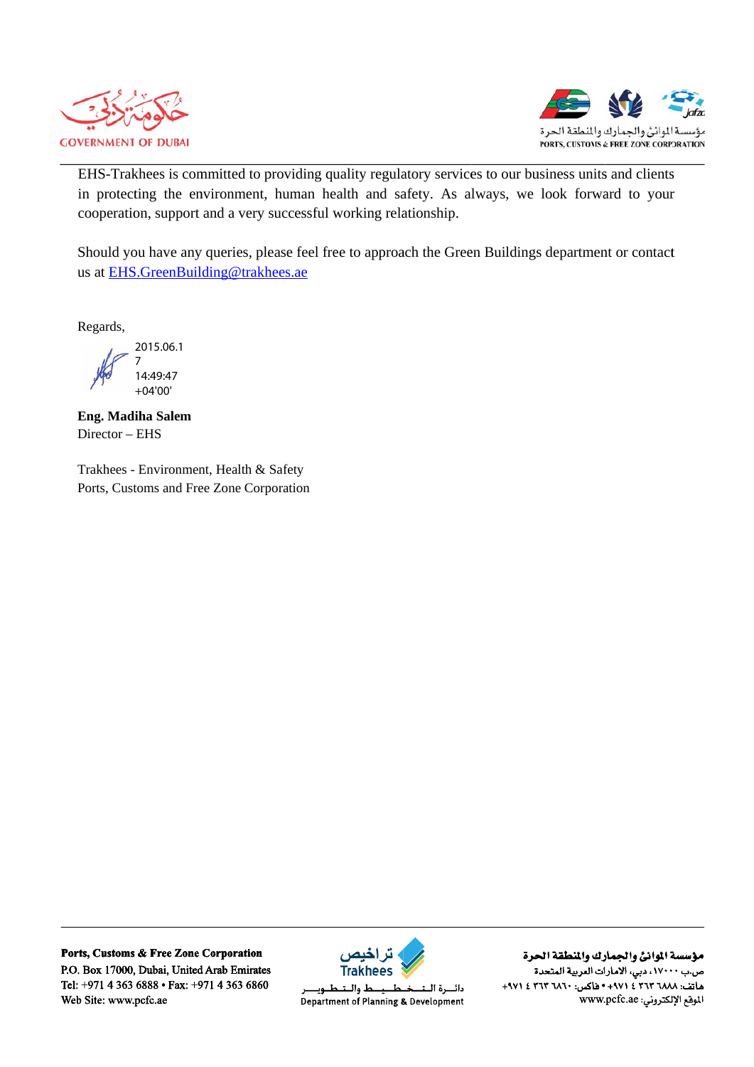EHS-Trakhees is committed to providing quality regulatory services to our business units and clients in protecting the environment, human health and safety. As always, we look forward to your cooperation, support and a very successful working relationship.

Should you have any queries, please feel free to approach the Green Buildings department or contact us at EHS.GreenBuilding@trakhees.ae

Regards,

2015.06.17 14:49:47 +04'00'

**Eng. Madiha Salem**
Director – EHS

Trakhees - Environment, Health & Safety
Ports, Customs and Free Zone Corporation